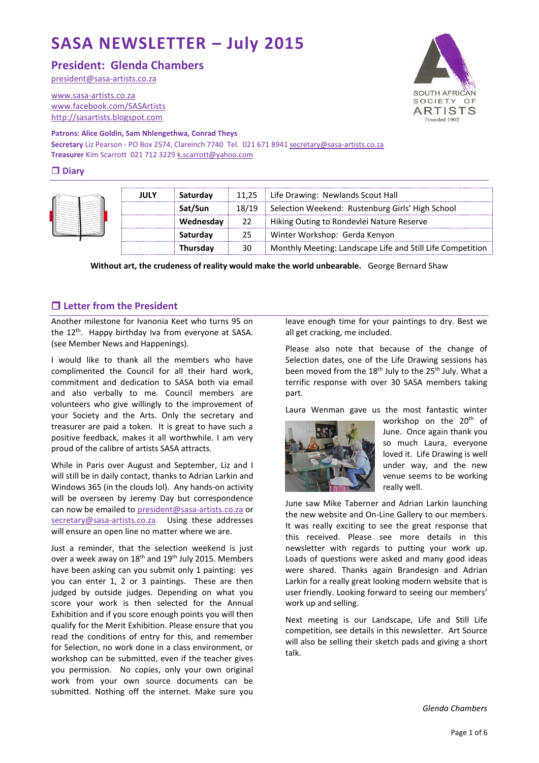# SASA NEWSLETTER – July 2015

## President: Glenda Chambers

president@sasa-artists.co.za

www.sasa-artists.co.za
www.facebook.com/SASArtists
http://sasartists.blogspot.com

**Patrons: Alice Goldin, Sam Nhlengethwa, Conrad Theys**
**Secretary** Liz Pearson - PO Box 2574, Clareinch 7740 Tel. 021 671 8941 secretary@sasa-artists.co.za
**Treasurer** Kim Scarrott 021 712 3229 k.scarrott@yahoo.com

## ❒ Diary

| JULY | Saturday | 11,25 | Life Drawing: Newlands Scout Hall |
|---|---|---|---|
| | Sat/Sun | 18/19 | Selection Weekend: Rustenburg Girls' High School |
| | Wednesday | 22 | Hiking Outing to Rondevlei Nature Reserve |
| | Saturday | 25 | Winter Workshop: Gerda Kenyon |
| | Thursday | 30 | Monthly Meeting: Landscape Life and Still Life Competition |

**Without art, the crudeness of reality would make the world unbearable.** George Bernard Shaw

## ❒ Letter from the President

Another milestone for Ivanonia Keet who turns 95 on the 12th. Happy birthday Iva from everyone at SASA. (see Member News and Happenings).

I would like to thank all the members who have complimented the Council for all their hard work, commitment and dedication to SASA both via email and also verbally to me. Council members are volunteers who give willingly to the improvement of your Society and the Arts. Only the secretary and treasurer are paid a token. It is great to have such a positive feedback, makes it all worthwhile. I am very proud of the calibre of artists SASA attracts.

While in Paris over August and September, Liz and I will still be in daily contact, thanks to Adrian Larkin and Windows 365 (in the clouds lol). Any hands-on activity will be overseen by Jeremy Day but correspondence can now be emailed to president@sasa-artists.co.za or secretary@sasa-artists.co.za. Using these addresses will ensure an open line no matter where we are.

Just a reminder, that the selection weekend is just over a week away on 18th and 19th July 2015. Members have been asking can you submit only 1 painting: yes you can enter 1, 2 or 3 paintings. These are then judged by outside judges. Depending on what you score your work is then selected for the Annual Exhibition and if you score enough points you will then qualify for the Merit Exhibition. Please ensure that you read the conditions of entry for this, and remember for Selection, no work done in a class environment, or workshop can be submitted, even if the teacher gives you permission. No copies, only your own original work from your own source documents can be submitted. Nothing off the internet. Make sure you leave enough time for your paintings to dry. Best we all get cracking, me included.

Please also note that because of the change of Selection dates, one of the Life Drawing sessions has been moved from the 18th July to the 25th July. What a terrific response with over 30 SASA members taking part.

Laura Wenman gave us the most fantastic winter workshop on the 20th of June. Once again thank you so much Laura, everyone loved it. Life Drawing is well under way, and the new venue seems to be working really well.

June saw Mike Taberner and Adrian Larkin launching the new website and On-Line Gallery to our members. It was really exciting to see the great response that this received. Please see more details in this newsletter with regards to putting your work up. Loads of questions were asked and many good ideas were shared. Thanks again Brandesign and Adrian Larkin for a really great looking modern website that is user friendly. Looking forward to seeing our members' work up and selling.

Next meeting is our Landscape, Life and Still Life competition, see details in this newsletter. Art Source will also be selling their sketch pads and giving a short talk.

*Glenda Chambers*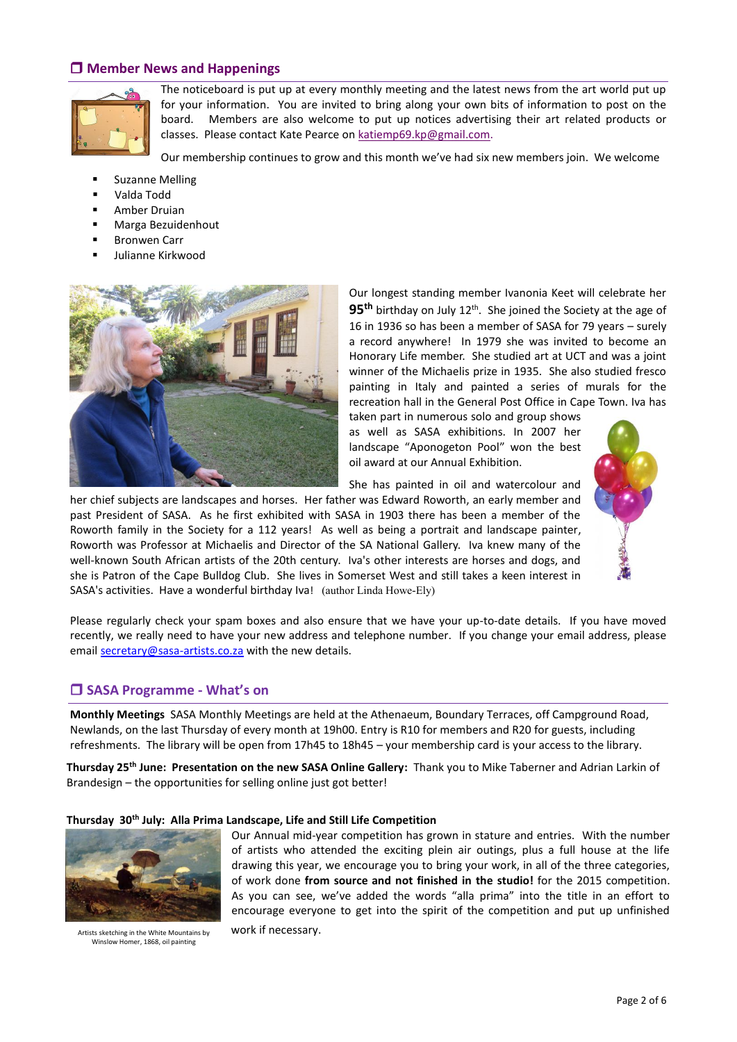## ❒ Member News and Happenings

The noticeboard is put up at every monthly meeting and the latest news from the art world put up for your information. You are invited to bring along your own bits of information to post on the board. Members are also welcome to put up notices advertising their art related products or classes. Please contact Kate Pearce on katiemp69.kp@gmail.com.

Our membership continues to grow and this month we've had six new members join. We welcome

- Suzanne Melling
- Valda Todd
- Amber Druian
- Marga Bezuidenhout
- Bronwen Carr
- Julianne Kirkwood

Our longest standing member Ivanonia Keet will celebrate her **95th** birthday on July 12th. She joined the Society at the age of 16 in 1936 so has been a member of SASA for 79 years – surely a record anywhere! In 1979 she was invited to become an Honorary Life member. She studied art at UCT and was a joint winner of the Michaelis prize in 1935. She also studied fresco painting in Italy and painted a series of murals for the recreation hall in the General Post Office in Cape Town. Iva has taken part in numerous solo and group shows as well as SASA exhibitions. In 2007 her landscape "Aponogeton Pool" won the best oil award at our Annual Exhibition.

She has painted in oil and watercolour and her chief subjects are landscapes and horses. Her father was Edward Roworth, an early member and past President of SASA. As he first exhibited with SASA in 1903 there has been a member of the Roworth family in the Society for a 112 years! As well as being a portrait and landscape painter, Roworth was Professor at Michaelis and Director of the SA National Gallery. Iva knew many of the well-known South African artists of the 20th century. Iva's other interests are horses and dogs, and she is Patron of the Cape Bulldog Club. She lives in Somerset West and still takes a keen interest in SASA's activities. Have a wonderful birthday Iva! (author Linda Howe-Ely)

Please regularly check your spam boxes and also ensure that we have your up-to-date details. If you have moved recently, we really need to have your new address and telephone number. If you change your email address, please email secretary@sasa-artists.co.za with the new details.

## ❒ SASA Programme - What's on

**Monthly Meetings** SASA Monthly Meetings are held at the Athenaeum, Boundary Terraces, off Campground Road, Newlands, on the last Thursday of every month at 19h00. Entry is R10 for members and R20 for guests, including refreshments. The library will be open from 17h45 to 18h45 – your membership card is your access to the library.

**Thursday 25th June: Presentation on the new SASA Online Gallery:** Thank you to Mike Taberner and Adrian Larkin of Brandesign – the opportunities for selling online just got better!

**Thursday 30th July: Alla Prima Landscape, Life and Still Life Competition**

Our Annual mid-year competition has grown in stature and entries. With the number of artists who attended the exciting plein air outings, plus a full house at the life drawing this year, we encourage you to bring your work, in all of the three categories, of work done **from source and not finished in the studio!** for the 2015 competition. As you can see, we've added the words "alla prima" into the title in an effort to encourage everyone to get into the spirit of the competition and put up unfinished work if necessary.

Artists sketching in the White Mountains by Winslow Homer, 1868, oil painting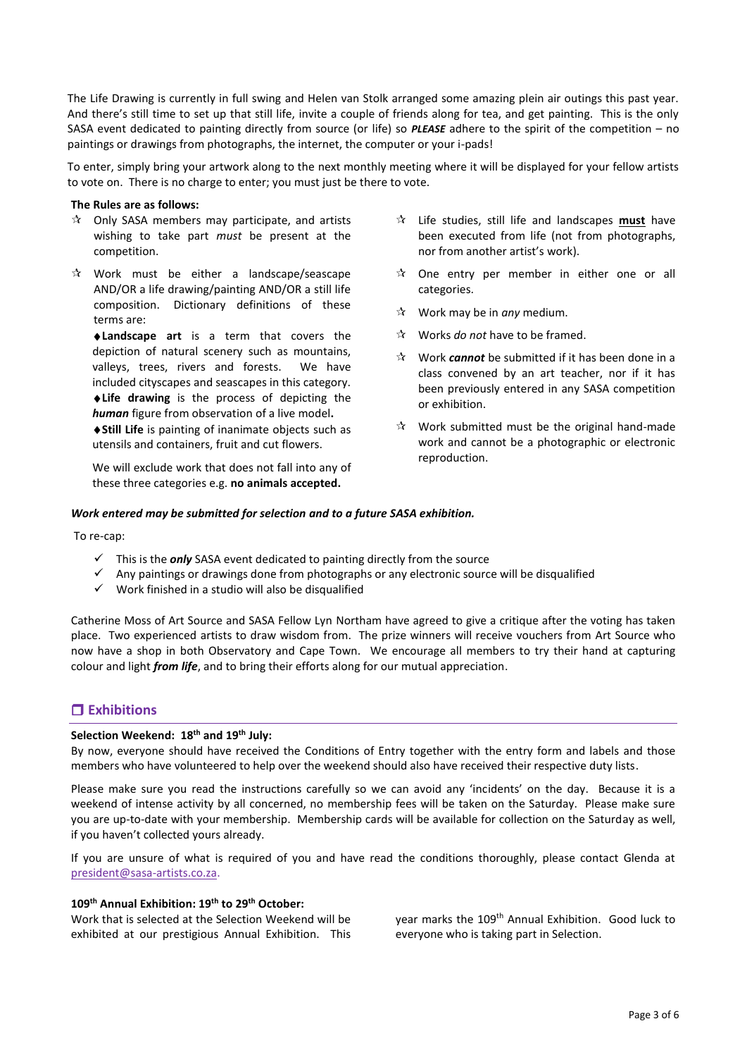The Life Drawing is currently in full swing and Helen van Stolk arranged some amazing plein air outings this past year. And there's still time to set up that still life, invite a couple of friends along for tea, and get painting. This is the only SASA event dedicated to painting directly from source (or life) so ***PLEASE*** adhere to the spirit of the competition – no paintings or drawings from photographs, the internet, the computer or your i-pads!

To enter, simply bring your artwork along to the next monthly meeting where it will be displayed for your fellow artists to vote on. There is no charge to enter; you must just be there to vote.

**The Rules are as follows:**

- Only SASA members may participate, and artists wishing to take part *must* be present at the competition.
- Work must be either a landscape/seascape AND/OR a life drawing/painting AND/OR a still life composition. Dictionary definitions of these terms are:

  ♦**Landscape art** is a term that covers the depiction of natural scenery such as mountains, valleys, trees, rivers and forests. We have included cityscapes and seascapes in this category.
  ♦**Life drawing** is the process of depicting the ***human*** figure from observation of a live model**.**
  ♦**Still Life** is painting of inanimate objects such as utensils and containers, fruit and cut flowers.

  We will exclude work that does not fall into any of these three categories e.g. **no animals accepted.**
- Life studies, still life and landscapes **must** have been executed from life (not from photographs, nor from another artist's work).
- One entry per member in either one or all categories.
- Work may be in *any* medium.
- Works *do not* have to be framed.
- Work ***cannot*** be submitted if it has been done in a class convened by an art teacher, nor if it has been previously entered in any SASA competition or exhibition.
- Work submitted must be the original hand-made work and cannot be a photographic or electronic reproduction.

***Work entered may be submitted for selection and to a future SASA exhibition.***

To re-cap:

- ✓ This is the ***only*** SASA event dedicated to painting directly from the source
- ✓ Any paintings or drawings done from photographs or any electronic source will be disqualified
- ✓ Work finished in a studio will also be disqualified

Catherine Moss of Art Source and SASA Fellow Lyn Northam have agreed to give a critique after the voting has taken place. Two experienced artists to draw wisdom from. The prize winners will receive vouchers from Art Source who now have a shop in both Observatory and Cape Town. We encourage all members to try their hand at capturing colour and light ***from life***, and to bring their efforts along for our mutual appreciation.

## ❒ Exhibitions

### Selection Weekend: 18th and 19th July:

By now, everyone should have received the Conditions of Entry together with the entry form and labels and those members who have volunteered to help over the weekend should also have received their respective duty lists.

Please make sure you read the instructions carefully so we can avoid any 'incidents' on the day. Because it is a weekend of intense activity by all concerned, no membership fees will be taken on the Saturday. Please make sure you are up-to-date with your membership. Membership cards will be available for collection on the Saturday as well, if you haven't collected yours already.

If you are unsure of what is required of you and have read the conditions thoroughly, please contact Glenda at president@sasa-artists.co.za.

### 109th Annual Exhibition: 19th to 29th October:

Work that is selected at the Selection Weekend will be exhibited at our prestigious Annual Exhibition. This year marks the 109th Annual Exhibition. Good luck to everyone who is taking part in Selection.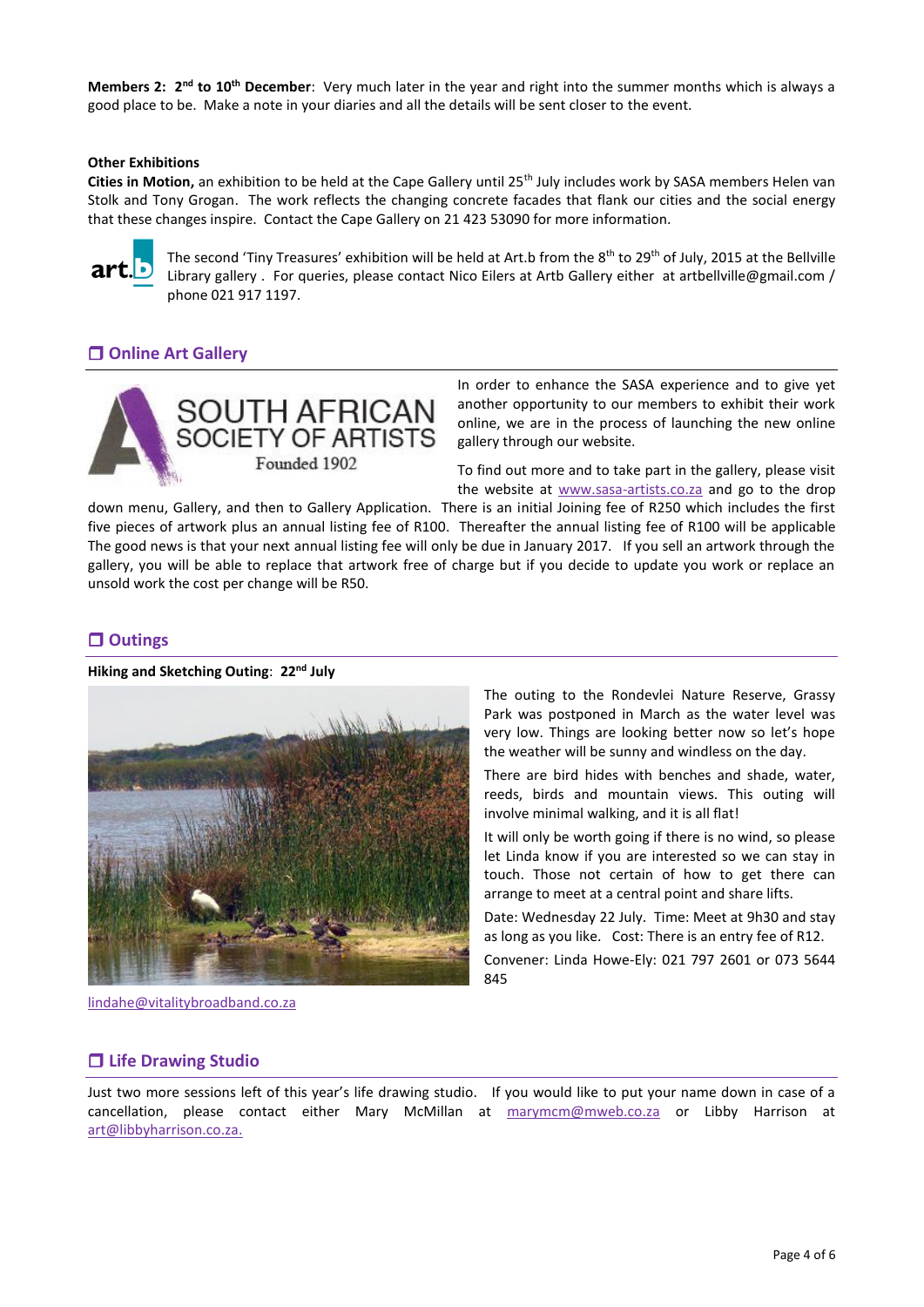**Members 2: 2nd to 10th December**: Very much later in the year and right into the summer months which is always a good place to be. Make a note in your diaries and all the details will be sent closer to the event.

**Other Exhibitions**

**Cities in Motion,** an exhibition to be held at the Cape Gallery until 25th July includes work by SASA members Helen van Stolk and Tony Grogan. The work reflects the changing concrete facades that flank our cities and the social energy that these changes inspire. Contact the Cape Gallery on 21 423 53090 for more information.

The second 'Tiny Treasures' exhibition will be held at Art.b from the 8th to 29th of July, 2015 at the Bellville Library gallery . For queries, please contact Nico Eilers at Artb Gallery either at artbellville@gmail.com / phone 021 917 1197.

## ❒ Online Art Gallery

In order to enhance the SASA experience and to give yet another opportunity to our members to exhibit their work online, we are in the process of launching the new online gallery through our website.

To find out more and to take part in the gallery, please visit the website at www.sasa-artists.co.za and go to the drop down menu, Gallery, and then to Gallery Application. There is an initial Joining fee of R250 which includes the first five pieces of artwork plus an annual listing fee of R100. Thereafter the annual listing fee of R100 will be applicable The good news is that your next annual listing fee will only be due in January 2017. If you sell an artwork through the gallery, you will be able to replace that artwork free of charge but if you decide to update you work or replace an unsold work the cost per change will be R50.

## ❒ Outings

**Hiking and Sketching Outing**: **22nd July**

The outing to the Rondevlei Nature Reserve, Grassy Park was postponed in March as the water level was very low. Things are looking better now so let's hope the weather will be sunny and windless on the day.

There are bird hides with benches and shade, water, reeds, birds and mountain views. This outing will involve minimal walking, and it is all flat!

It will only be worth going if there is no wind, so please let Linda know if you are interested so we can stay in touch. Those not certain of how to get there can arrange to meet at a central point and share lifts.

Date: Wednesday 22 July. Time: Meet at 9h30 and stay as long as you like. Cost: There is an entry fee of R12.

Convener: Linda Howe-Ely: 021 797 2601 or 073 5644 845

lindahe@vitalitybroadband.co.za

## ❒ Life Drawing Studio

Just two more sessions left of this year's life drawing studio. If you would like to put your name down in case of a cancellation, please contact either Mary McMillan at marymcm@mweb.co.za or Libby Harrison at art@libbyharrison.co.za.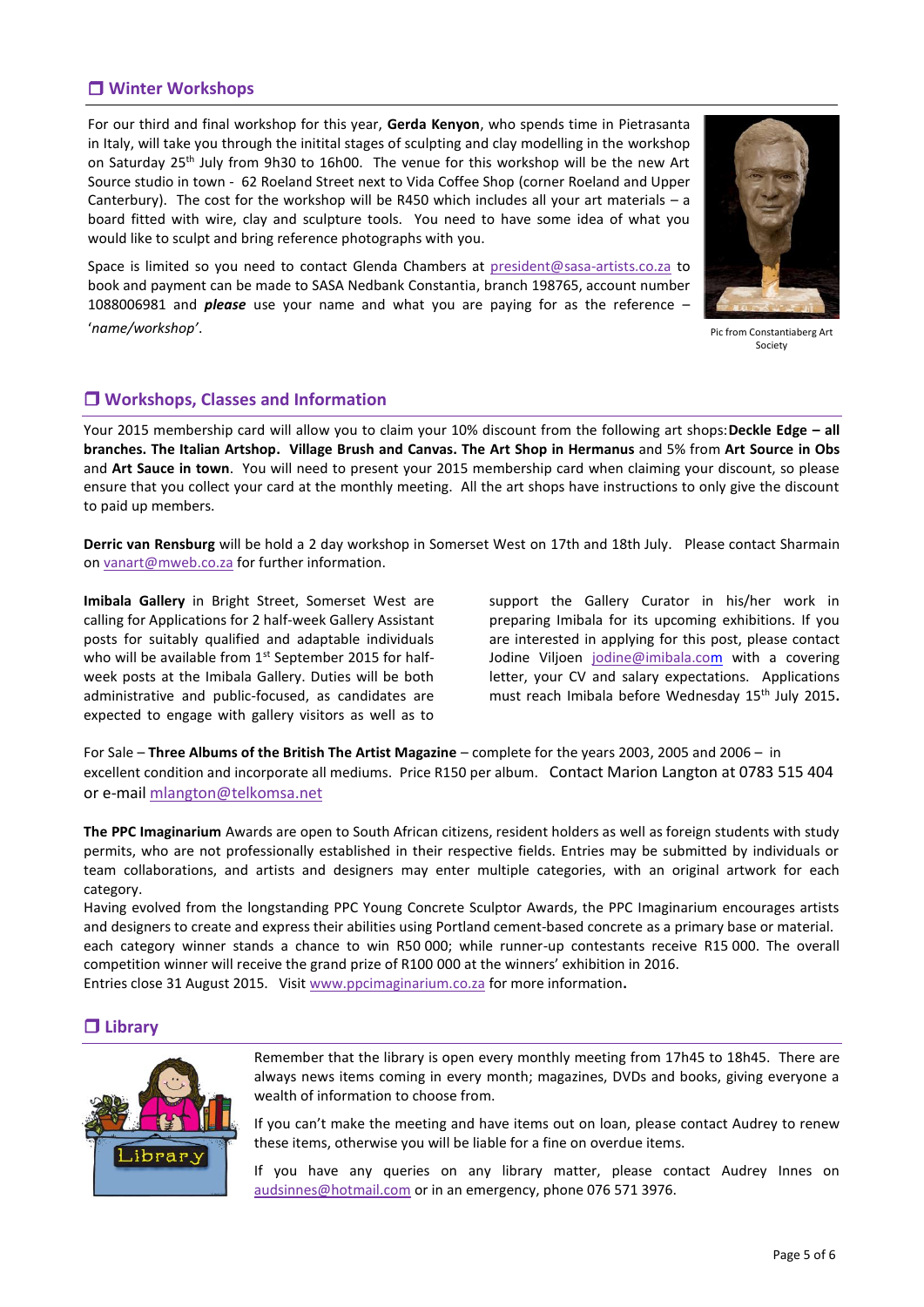## ❒ Winter Workshops

For our third and final workshop for this year, **Gerda Kenyon**, who spends time in Pietrasanta in Italy, will take you through the initital stages of sculpting and clay modelling in the workshop on Saturday 25th July from 9h30 to 16h00. The venue for this workshop will be the new Art Source studio in town - 62 Roeland Street next to Vida Coffee Shop (corner Roeland and Upper Canterbury). The cost for the workshop will be R450 which includes all your art materials – a board fitted with wire, clay and sculpture tools. You need to have some idea of what you would like to sculpt and bring reference photographs with you.

Space is limited so you need to contact Glenda Chambers at president@sasa-artists.co.za to book and payment can be made to SASA Nedbank Constantia, branch 198765, account number 1088006981 and ***please*** use your name and what you are paying for as the reference – '*name/workshop*'.

Pic from Constantiaberg Art Society

## ❒ Workshops, Classes and Information

Your 2015 membership card will allow you to claim your 10% discount from the following art shops: **Deckle Edge – all branches. The Italian Artshop. Village Brush and Canvas. The Art Shop in Hermanus** and 5% from **Art Source in Obs** and **Art Sauce in town**. You will need to present your 2015 membership card when claiming your discount, so please ensure that you collect your card at the monthly meeting. All the art shops have instructions to only give the discount to paid up members.

**Derric van Rensburg** will be hold a 2 day workshop in Somerset West on 17th and 18th July. Please contact Sharmain on vanart@mweb.co.za for further information.

**Imibala Gallery** in Bright Street, Somerset West are calling for Applications for 2 half-week Gallery Assistant posts for suitably qualified and adaptable individuals who will be available from 1st September 2015 for half-week posts at the Imibala Gallery. Duties will be both administrative and public-focused, as candidates are expected to engage with gallery visitors as well as to support the Gallery Curator in his/her work in preparing Imibala for its upcoming exhibitions. If you are interested in applying for this post, please contact Jodine Viljoen jodine@imibala.com with a covering letter, your CV and salary expectations. Applications must reach Imibala before Wednesday 15th July 2015.

For Sale – **Three Albums of the British The Artist Magazine** – complete for the years 2003, 2005 and 2006 – in excellent condition and incorporate all mediums. Price R150 per album. Contact Marion Langton at 0783 515 404 or e-mail mlangton@telkomsa.net

**The PPC Imaginarium** Awards are open to South African citizens, resident holders as well as foreign students with study permits, who are not professionally established in their respective fields. Entries may be submitted by individuals or team collaborations, and artists and designers may enter multiple categories, with an original artwork for each category.

Having evolved from the longstanding PPC Young Concrete Sculptor Awards, the PPC Imaginarium encourages artists and designers to create and express their abilities using Portland cement-based concrete as a primary base or material. each category winner stands a chance to win R50 000; while runner-up contestants receive R15 000. The overall competition winner will receive the grand prize of R100 000 at the winners' exhibition in 2016.

Entries close 31 August 2015. Visit www.ppcimaginarium.co.za for more information.

## ❒ Library

Remember that the library is open every monthly meeting from 17h45 to 18h45. There are always news items coming in every month; magazines, DVDs and books, giving everyone a wealth of information to choose from.

If you can't make the meeting and have items out on loan, please contact Audrey to renew these items, otherwise you will be liable for a fine on overdue items.

If you have any queries on any library matter, please contact Audrey Innes on audsinnes@hotmail.com or in an emergency, phone 076 571 3976.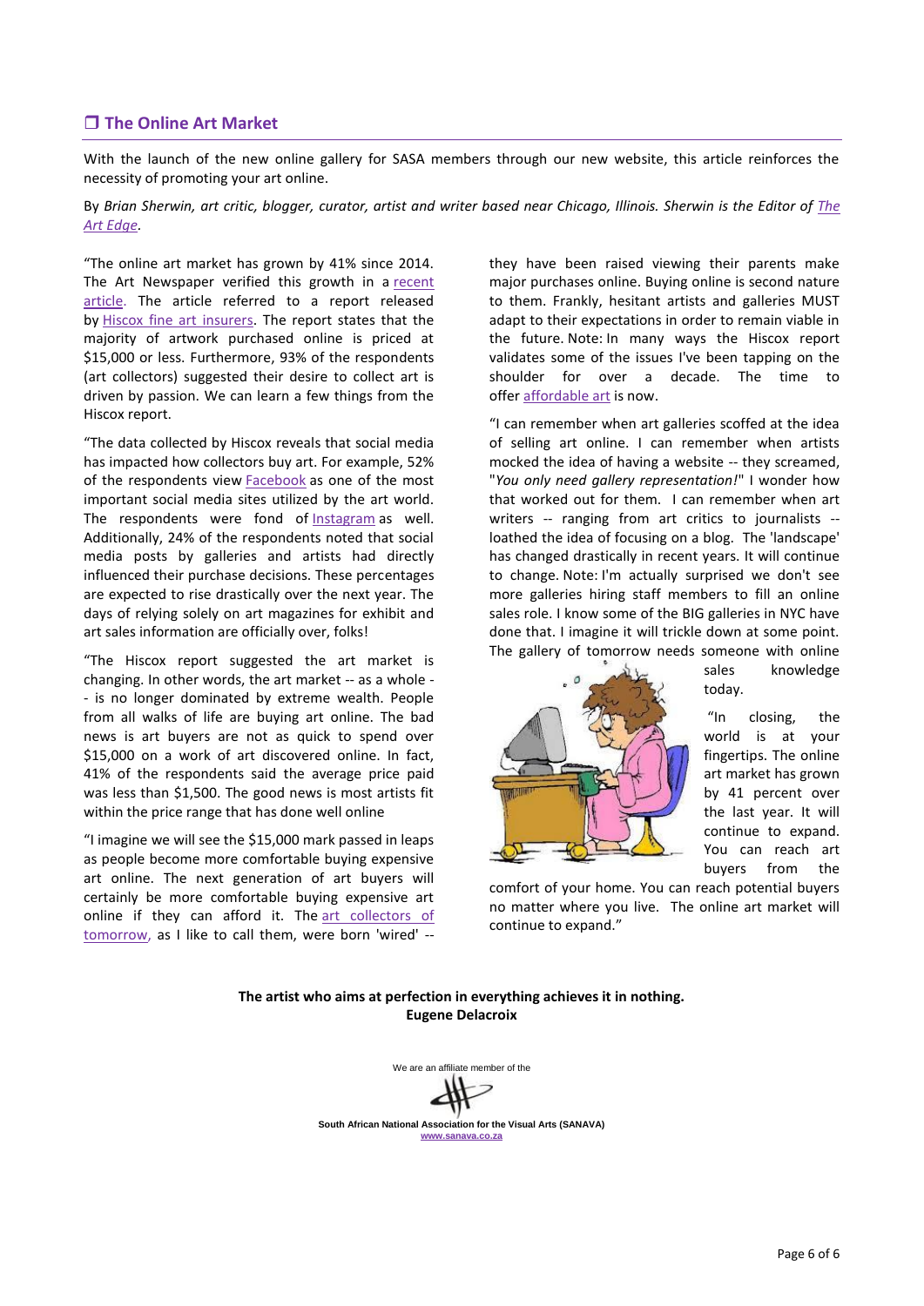## ❒ The Online Art Market

With the launch of the new online gallery for SASA members through our new website, this article reinforces the necessity of promoting your art online.

By *Brian Sherwin, art critic, blogger, curator, artist and writer based near Chicago, Illinois. Sherwin is the Editor of The Art Edge.*

"The online art market has grown by 41% since 2014. The Art Newspaper verified this growth in a recent article. The article referred to a report released by Hiscox fine art insurers. The report states that the majority of artwork purchased online is priced at $15,000 or less. Furthermore, 93% of the respondents (art collectors) suggested their desire to collect art is driven by passion. We can learn a few things from the Hiscox report.

"The data collected by Hiscox reveals that social media has impacted how collectors buy art. For example, 52% of the respondents view Facebook as one of the most important social media sites utilized by the art world. The respondents were fond of Instagram as well. Additionally, 24% of the respondents noted that social media posts by galleries and artists had directly influenced their purchase decisions. These percentages are expected to rise drastically over the next year. The days of relying solely on art magazines for exhibit and art sales information are officially over, folks!

"The Hiscox report suggested the art market is changing. In other words, the art market -- as a whole -- is no longer dominated by extreme wealth. People from all walks of life are buying art online. The bad news is art buyers are not as quick to spend over $15,000 on a work of art discovered online. In fact, 41% of the respondents said the average price paid was less than $1,500. The good news is most artists fit within the price range that has done well online

"I imagine we will see the $15,000 mark passed in leaps as people become more comfortable buying expensive art online. The next generation of art buyers will certainly be more comfortable buying expensive art online if they can afford it. The art collectors of tomorrow, as I like to call them, were born 'wired' -- they have been raised viewing their parents make major purchases online. Buying online is second nature to them. Frankly, hesitant artists and galleries MUST adapt to their expectations in order to remain viable in the future. Note: In many ways the Hiscox report validates some of the issues I've been tapping on the shoulder for over a decade. The time to offer affordable art is now.

"I can remember when art galleries scoffed at the idea of selling art online. I can remember when artists mocked the idea of having a website -- they screamed, "*You only need gallery representation!*" I wonder how that worked out for them. I can remember when art writers -- ranging from art critics to journalists -- loathed the idea of focusing on a blog. The 'landscape' has changed drastically in recent years. It will continue to change. Note: I'm actually surprised we don't see more galleries hiring staff members to fill an online sales role. I know some of the BIG galleries in NYC have done that. I imagine it will trickle down at some point. The gallery of tomorrow needs someone with online sales knowledge today.

"In closing, the world is at your fingertips. The online art market has grown by 41 percent over the last year. It will continue to expand. You can reach art buyers from the comfort of your home. You can reach potential buyers no matter where you live. The online art market will continue to expand."

**The artist who aims at perfection in everything achieves it in nothing.**
**Eugene Delacroix**

We are an affiliate member of the

**South African National Association for the Visual Arts (SANAVA)**
www.sanava.co.za